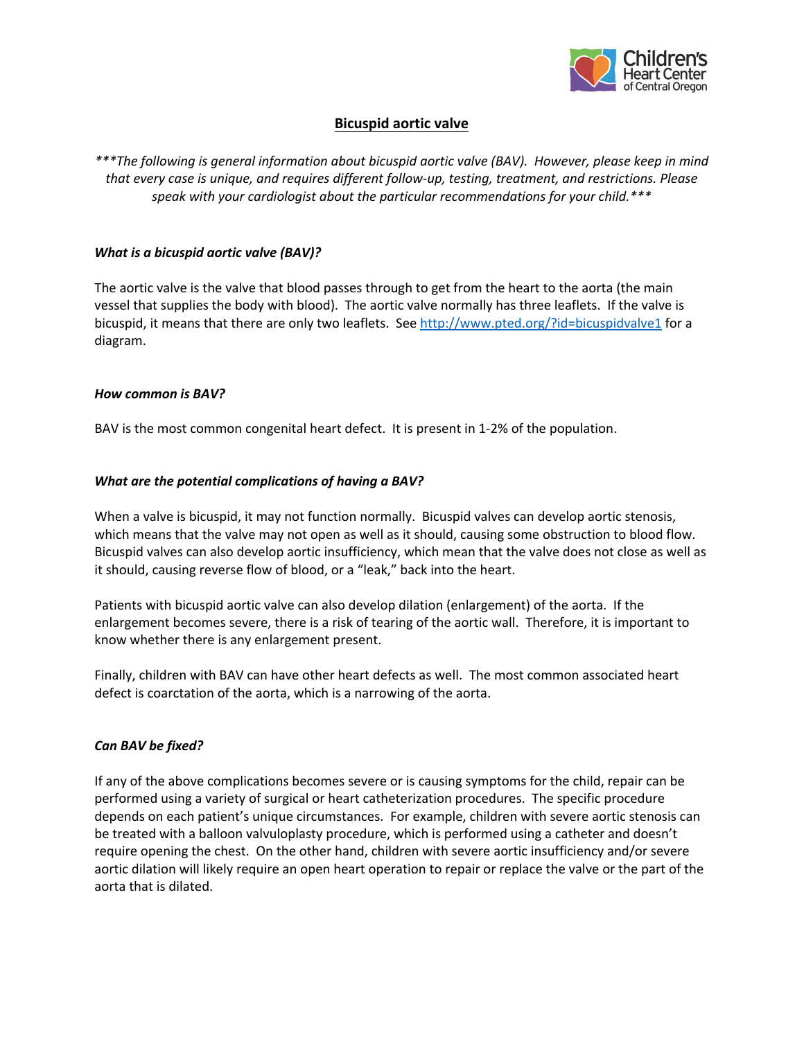# Bicuspid aortic valve

****The following is general information about bicuspid aortic valve (BAV). However, please keep in mind that every case is unique, and requires different follow-up, testing, treatment, and restrictions. Please speak with your cardiologist about the particular recommendations for your child.****

### *What is a bicuspid aortic valve (BAV)?*

The aortic valve is the valve that blood passes through to get from the heart to the aorta (the main vessel that supplies the body with blood). The aortic valve normally has three leaflets. If the valve is bicuspid, it means that there are only two leaflets. See [http://www.pted.org/?id=bicuspidvalve1](http://www.pted.org/?id=bicuspidvalve1) for a diagram.

### *How common is BAV?*

BAV is the most common congenital heart defect. It is present in 1-2% of the population.

### *What are the potential complications of having a BAV?*

When a valve is bicuspid, it may not function normally. Bicuspid valves can develop aortic stenosis, which means that the valve may not open as well as it should, causing some obstruction to blood flow. Bicuspid valves can also develop aortic insufficiency, which mean that the valve does not close as well as it should, causing reverse flow of blood, or a "leak," back into the heart.

Patients with bicuspid aortic valve can also develop dilation (enlargement) of the aorta. If the enlargement becomes severe, there is a risk of tearing of the aortic wall. Therefore, it is important to know whether there is any enlargement present.

Finally, children with BAV can have other heart defects as well. The most common associated heart defect is coarctation of the aorta, which is a narrowing of the aorta.

### *Can BAV be fixed?*

If any of the above complications becomes severe or is causing symptoms for the child, repair can be performed using a variety of surgical or heart catheterization procedures. The specific procedure depends on each patient's unique circumstances. For example, children with severe aortic stenosis can be treated with a balloon valvuloplasty procedure, which is performed using a catheter and doesn't require opening the chest. On the other hand, children with severe aortic insufficiency and/or severe aortic dilation will likely require an open heart operation to repair or replace the valve or the part of the aorta that is dilated.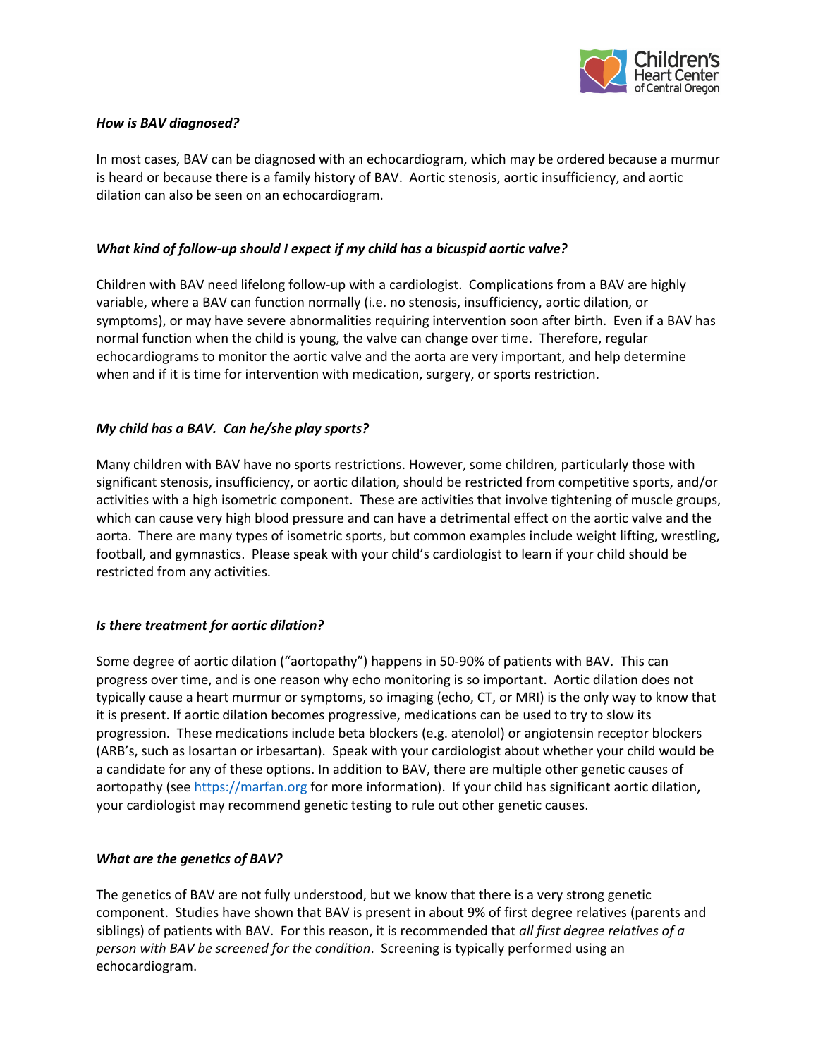***How is BAV diagnosed?***

In most cases, BAV can be diagnosed with an echocardiogram, which may be ordered because a murmur is heard or because there is a family history of BAV. Aortic stenosis, aortic insufficiency, and aortic dilation can also be seen on an echocardiogram.

***What kind of follow-up should I expect if my child has a bicuspid aortic valve?***

Children with BAV need lifelong follow-up with a cardiologist. Complications from a BAV are highly variable, where a BAV can function normally (i.e. no stenosis, insufficiency, aortic dilation, or symptoms), or may have severe abnormalities requiring intervention soon after birth. Even if a BAV has normal function when the child is young, the valve can change over time. Therefore, regular echocardiograms to monitor the aortic valve and the aorta are very important, and help determine when and if it is time for intervention with medication, surgery, or sports restriction.

***My child has a BAV. Can he/she play sports?***

Many children with BAV have no sports restrictions. However, some children, particularly those with significant stenosis, insufficiency, or aortic dilation, should be restricted from competitive sports, and/or activities with a high isometric component. These are activities that involve tightening of muscle groups, which can cause very high blood pressure and can have a detrimental effect on the aortic valve and the aorta. There are many types of isometric sports, but common examples include weight lifting, wrestling, football, and gymnastics. Please speak with your child's cardiologist to learn if your child should be restricted from any activities.

***Is there treatment for aortic dilation?***

Some degree of aortic dilation ("aortopathy") happens in 50-90% of patients with BAV. This can progress over time, and is one reason why echo monitoring is so important. Aortic dilation does not typically cause a heart murmur or symptoms, so imaging (echo, CT, or MRI) is the only way to know that it is present. If aortic dilation becomes progressive, medications can be used to try to slow its progression. These medications include beta blockers (e.g. atenolol) or angiotensin receptor blockers (ARB's, such as losartan or irbesartan). Speak with your cardiologist about whether your child would be a candidate for any of these options. In addition to BAV, there are multiple other genetic causes of aortopathy (see [https://marfan.org](https://marfan.org) for more information). If your child has significant aortic dilation, your cardiologist may recommend genetic testing to rule out other genetic causes.

***What are the genetics of BAV?***

The genetics of BAV are not fully understood, but we know that there is a very strong genetic component. Studies have shown that BAV is present in about 9% of first degree relatives (parents and siblings) of patients with BAV. For this reason, it is recommended that *all first degree relatives of a person with BAV be screened for the condition*. Screening is typically performed using an echocardiogram.